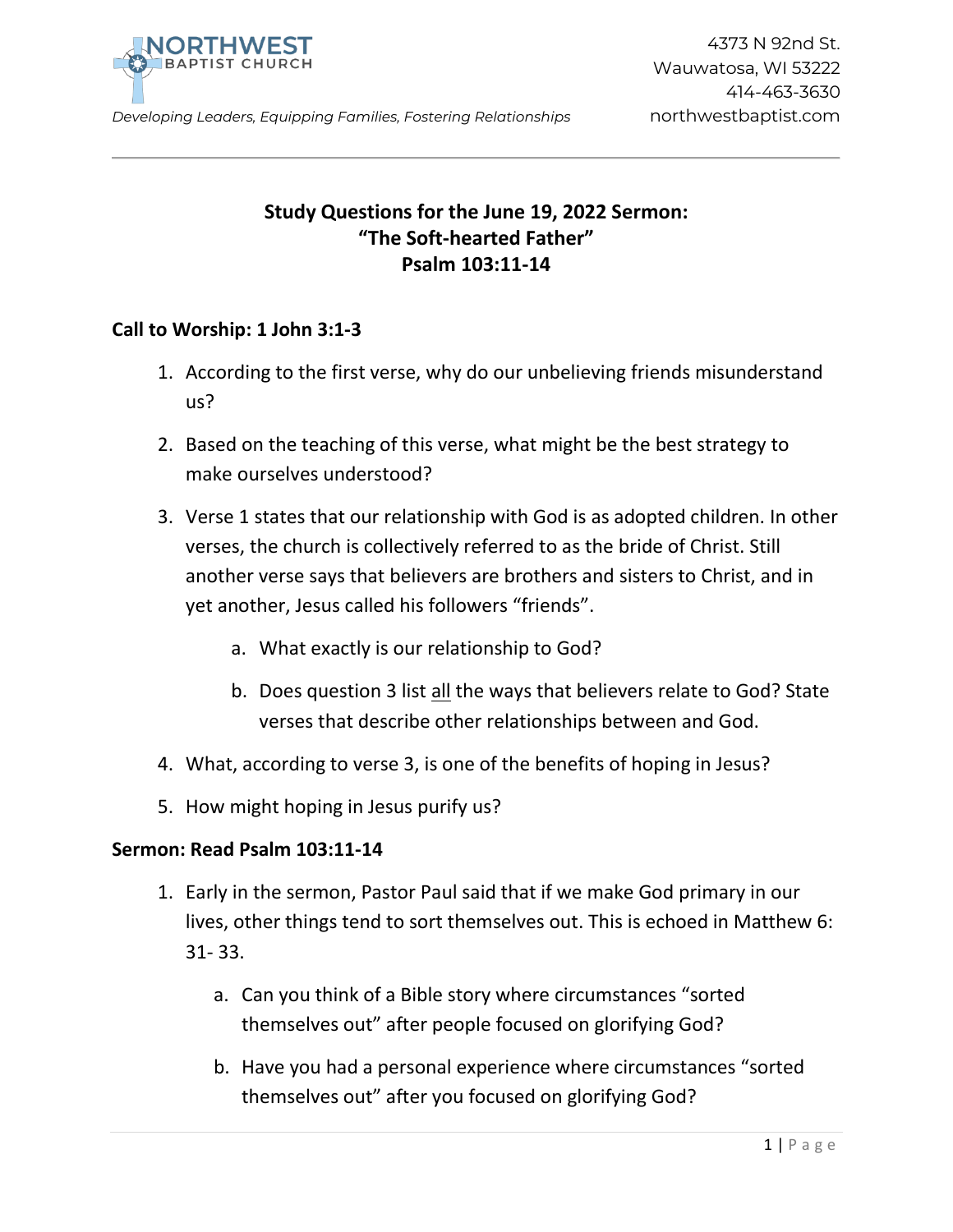NORTHWEST
BAPTIST CHURCH

4373 N 92nd St.
Wauwatosa, WI 53222
414-463-3630
northwestbaptist.com

*Developing Leaders, Equipping Families, Fostering Relationships*

---

**Study Questions for the June 19, 2022 Sermon:**
**"The Soft-hearted Father"**
**Psalm 103:11-14**

**Call to Worship: 1 John 3:1-3**

1. According to the first verse, why do our unbelieving friends misunderstand us?
2. Based on the teaching of this verse, what might be the best strategy to make ourselves understood?
3. Verse 1 states that our relationship with God is as adopted children. In other verses, the church is collectively referred to as the bride of Christ. Still another verse says that believers are brothers and sisters to Christ, and in yet another, Jesus called his followers "friends".
   a. What exactly is our relationship to God?
   b. Does question 3 list <u>all</u> the ways that believers relate to God? State verses that describe other relationships between and God.
4. What, according to verse 3, is one of the benefits of hoping in Jesus?
5. How might hoping in Jesus purify us?

**Sermon: Read Psalm 103:11-14**

1. Early in the sermon, Pastor Paul said that if we make God primary in our lives, other things tend to sort themselves out. This is echoed in Matthew 6: 31- 33.
   a. Can you think of a Bible story where circumstances "sorted themselves out" after people focused on glorifying God?
   b. Have you had a personal experience where circumstances "sorted themselves out" after you focused on glorifying God?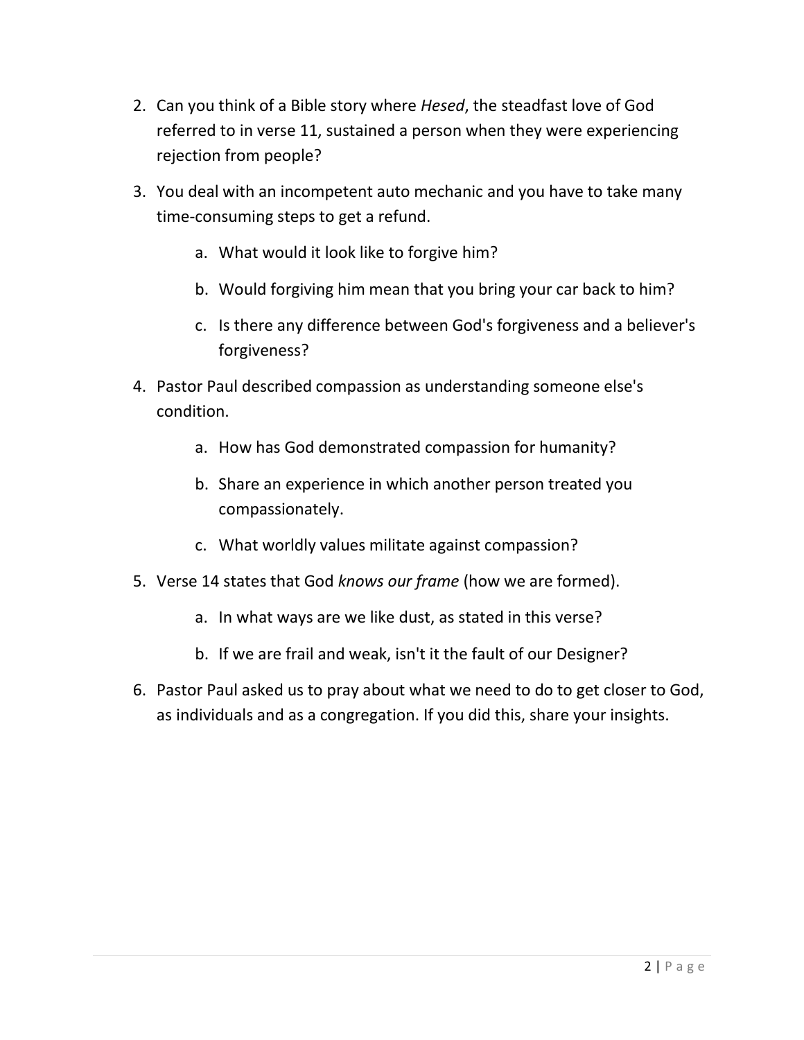2. Can you think of a Bible story where *Hesed*, the steadfast love of God referred to in verse 11, sustained a person when they were experiencing rejection from people?

3. You deal with an incompetent auto mechanic and you have to take many time-consuming steps to get a refund.

    a. What would it look like to forgive him?

    b. Would forgiving him mean that you bring your car back to him?

    c. Is there any difference between God's forgiveness and a believer's forgiveness?

4. Pastor Paul described compassion as understanding someone else's condition.

    a. How has God demonstrated compassion for humanity?

    b. Share an experience in which another person treated you compassionately.

    c. What worldly values militate against compassion?

5. Verse 14 states that God *knows our frame* (how we are formed).

    a. In what ways are we like dust, as stated in this verse?

    b. If we are frail and weak, isn't it the fault of our Designer?

6. Pastor Paul asked us to pray about what we need to do to get closer to God, as individuals and as a congregation. If you did this, share your insights.